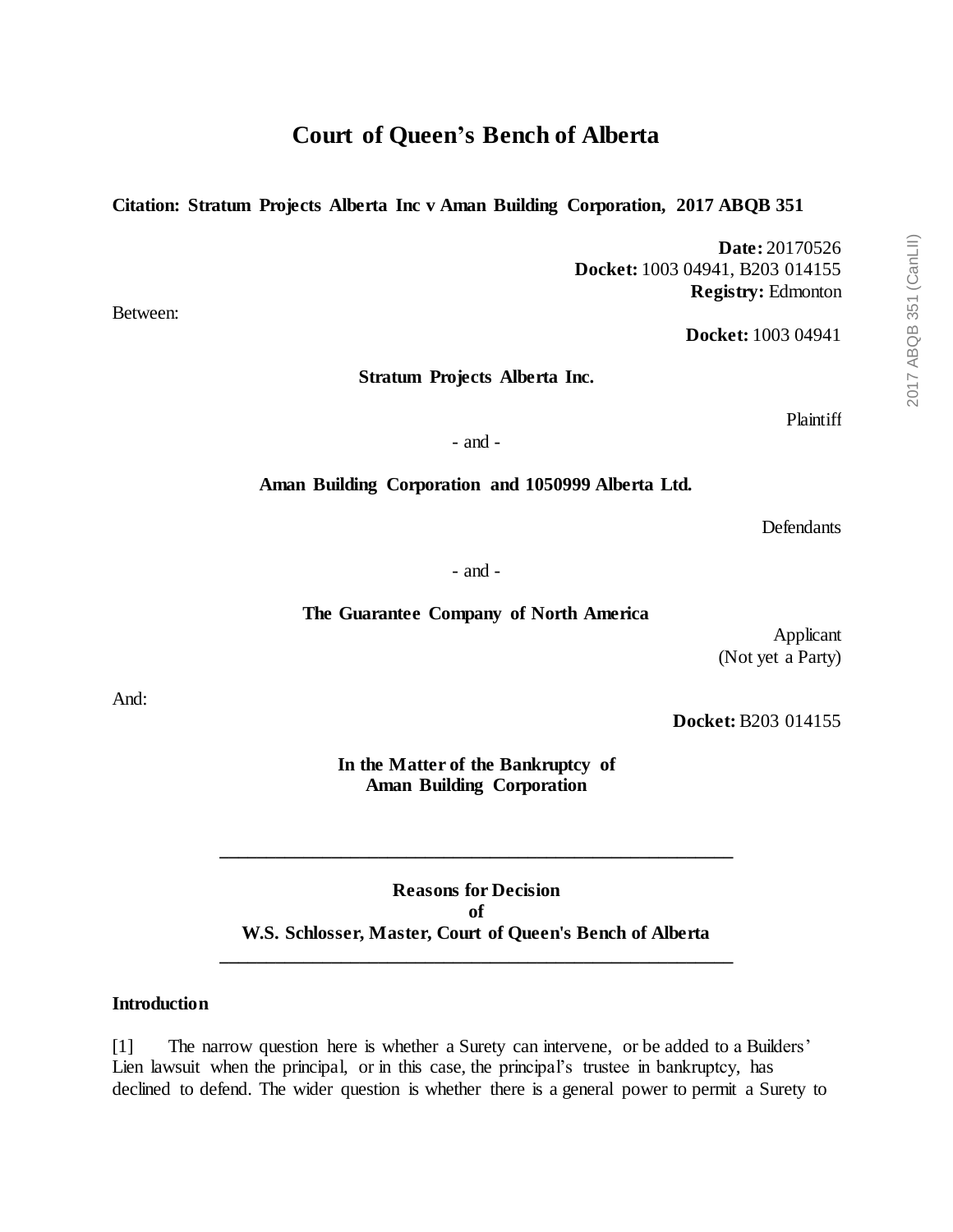# Court of Queen's Bench of Alberta

**Citation: Stratum Projects Alberta Inc v Aman Building Corporation, 2017 ABQB 351**

**Date:** 20170526
**Docket:** 1003 04941, B203 014155
**Registry:** Edmonton

Between:

**Docket:** 1003 04941

**Stratum Projects Alberta Inc.**

Plaintiff

- and -

**Aman Building Corporation and 1050999 Alberta Ltd.**

Defendants

- and -

**The Guarantee Company of North America**

Applicant
(Not yet a Party)

And:

**Docket:** B203 014155

**In the Matter of the Bankruptcy of**
**Aman Building Corporation**

---

**Reasons for Decision**
**of**
**W.S. Schlosser, Master, Court of Queen's Bench of Alberta**

---

**Introduction**

[1] The narrow question here is whether a Surety can intervene, or be added to a Builders' Lien lawsuit when the principal, or in this case, the principal's trustee in bankruptcy, has declined to defend. The wider question is whether there is a general power to permit a Surety to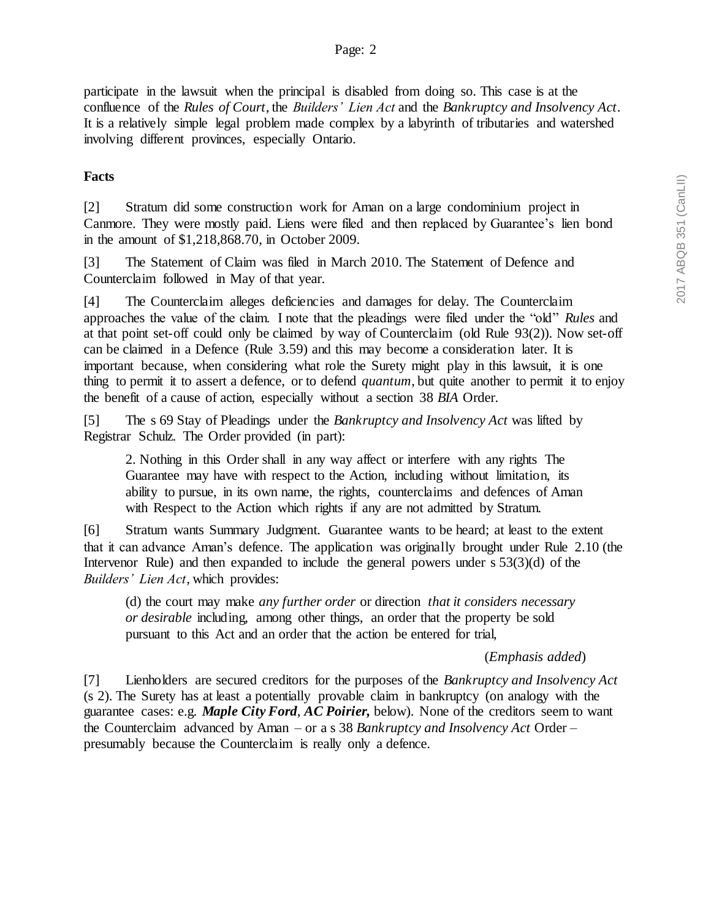participate in the lawsuit when the principal is disabled from doing so. This case is at the confluence of the *Rules of Court*, the *Builders' Lien Act* and the *Bankruptcy and Insolvency Act*. It is a relatively simple legal problem made complex by a labyrinth of tributaries and watershed involving different provinces, especially Ontario.

**Facts**

[2] Stratum did some construction work for Aman on a large condominium project in Canmore. They were mostly paid. Liens were filed and then replaced by Guarantee's lien bond in the amount of $1,218,868.70, in October 2009.

[3] The Statement of Claim was filed in March 2010. The Statement of Defence and Counterclaim followed in May of that year.

[4] The Counterclaim alleges deficiencies and damages for delay. The Counterclaim approaches the value of the claim. I note that the pleadings were filed under the "old" *Rules* and at that point set-off could only be claimed by way of Counterclaim (old Rule 93(2)). Now set-off can be claimed in a Defence (Rule 3.59) and this may become a consideration later. It is important because, when considering what role the Surety might play in this lawsuit, it is one thing to permit it to assert a defence, or to defend *quantum*, but quite another to permit it to enjoy the benefit of a cause of action, especially without a section 38 *BIA* Order.

[5] The s 69 Stay of Pleadings under the *Bankruptcy and Insolvency Act* was lifted by Registrar Schulz. The Order provided (in part):

> 2. Nothing in this Order shall in any way affect or interfere with any rights The Guarantee may have with respect to the Action, including without limitation, its ability to pursue, in its own name, the rights, counterclaims and defences of Aman with Respect to the Action which rights if any are not admitted by Stratum.

[6] Stratum wants Summary Judgment. Guarantee wants to be heard; at least to the extent that it can advance Aman's defence. The application was originally brought under Rule 2.10 (the Intervenor Rule) and then expanded to include the general powers under s 53(3)(d) of the *Builders' Lien Act*, which provides:

> (d) the court may make *any further order* or direction *that it considers necessary or desirable* including, among other things, an order that the property be sold pursuant to this Act and an order that the action be entered for trial,
>
> (*Emphasis added*)

[7] Lienholders are secured creditors for the purposes of the *Bankruptcy and Insolvency Act* (s 2). The Surety has at least a potentially provable claim in bankruptcy (on analogy with the guarantee cases: e.g. ***Maple City Ford***, ***AC Poirier,*** below). None of the creditors seem to want the Counterclaim advanced by Aman – or a s 38 *Bankruptcy and Insolvency Act* Order – presumably because the Counterclaim is really only a defence.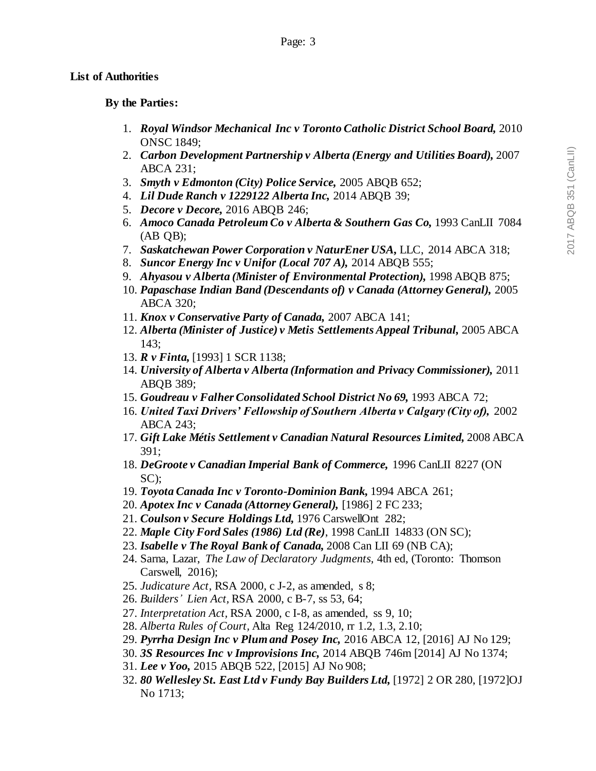**List of Authorities**

**By the Parties:**

1. ***Royal Windsor Mechanical Inc v Toronto Catholic District School Board,*** 2010 ONSC 1849;
2. ***Carbon Development Partnership v Alberta (Energy and Utilities Board),*** 2007 ABCA 231;
3. ***Smyth v Edmonton (City) Police Service,*** 2005 ABQB 652;
4. ***Lil Dude Ranch v 1229122 Alberta Inc,*** 2014 ABQB 39;
5. ***Decore v Decore,*** 2016 ABQB 246;
6. ***Amoco Canada Petroleum Co v Alberta & Southern Gas Co,*** 1993 CanLII 7084 (AB QB);
7. ***Saskatchewan Power Corporation v NaturEner USA,*** LLC, 2014 ABCA 318;
8. ***Suncor Energy Inc v Unifor (Local 707 A),*** 2014 ABQB 555;
9. ***Ahyasou v Alberta (Minister of Environmental Protection),*** 1998 ABQB 875;
10. ***Papaschase Indian Band (Descendants of) v Canada (Attorney General),*** 2005 ABCA 320;
11. ***Knox v Conservative Party of Canada,*** 2007 ABCA 141;
12. ***Alberta (Minister of Justice) v Metis Settlements Appeal Tribunal,*** 2005 ABCA 143;
13. ***R v Finta,*** [1993] 1 SCR 1138;
14. ***University of Alberta v Alberta (Information and Privacy Commissioner),*** 2011 ABQB 389;
15. ***Goudreau v Falher Consolidated School District No 69,*** 1993 ABCA 72;
16. ***United Taxi Drivers' Fellowship of Southern Alberta v Calgary (City of),*** 2002 ABCA 243;
17. ***Gift Lake Métis Settlement v Canadian Natural Resources Limited,*** 2008 ABCA 391;
18. ***DeGroote v Canadian Imperial Bank of Commerce,*** 1996 CanLII 8227 (ON SC);
19. ***Toyota Canada Inc v Toronto-Dominion Bank,*** 1994 ABCA 261;
20. ***Apotex Inc v Canada (Attorney General),*** [1986] 2 FC 233;
21. ***Coulson v Secure Holdings Ltd,*** 1976 CarswellOnt 282;
22. ***Maple City Ford Sales (1986) Ltd (Re)***, 1998 CanLII 14833 (ON SC);
23. ***Isabelle v The Royal Bank of Canada,*** 2008 Can LII 69 (NB CA);
24. Sarna, Lazar, *The Law of Declaratory Judgments*, 4th ed, (Toronto: Thomson Carswell, 2016);
25. *Judicature Act*, RSA 2000, c J-2, as amended, s 8;
26. *Builders' Lien Act*, RSA 2000, c B-7, ss 53, 64;
27. *Interpretation Act*, RSA 2000, c I-8, as amended, ss 9, 10;
28. *Alberta Rules of Court*, Alta Reg 124/2010, rr 1.2, 1.3, 2.10;
29. ***Pyrrha Design Inc v Plum and Posey Inc,*** 2016 ABCA 12, [2016] AJ No 129;
30. ***3S Resources Inc v Improvisions Inc,*** 2014 ABQB 746m [2014] AJ No 1374;
31. ***Lee v Yoo,*** 2015 ABQB 522, [2015] AJ No 908;
32. ***80 Wellesley St. East Ltd v Fundy Bay Builders Ltd,*** [1972] 2 OR 280, [1972]OJ No 1713;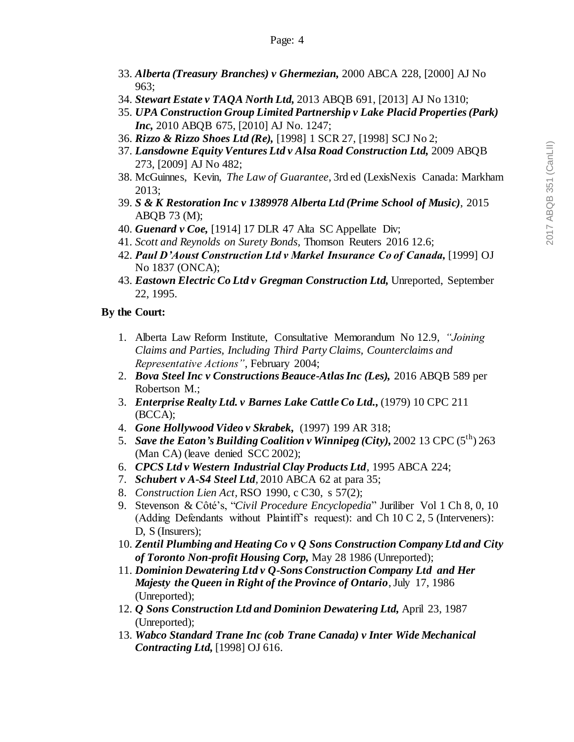33. ***Alberta (Treasury Branches) v Ghermezian,*** 2000 ABCA 228, [2000] AJ No 963;
34. ***Stewart Estate v TAQA North Ltd,*** 2013 ABQB 691, [2013] AJ No 1310;
35. ***UPA Construction Group Limited Partnership v Lake Placid Properties (Park) Inc,*** 2010 ABQB 675, [2010] AJ No. 1247;
36. ***Rizzo & Rizzo Shoes Ltd (Re),*** [1998] 1 SCR 27, [1998] SCJ No 2;
37. ***Lansdowne Equity Ventures Ltd v Alsa Road Construction Ltd,*** 2009 ABQB 273, [2009] AJ No 482;
38. McGuinnes, Kevin, *The Law of Guarantee*, 3rd ed (LexisNexis Canada: Markham 2013;
39. ***S & K Restoration Inc v 1389978 Alberta Ltd (Prime School of Music)***, 2015 ABQB 73 (M);
40. ***Guenard v Coe,*** [1914] 17 DLR 47 Alta SC Appellate Div;
41. *Scott and Reynolds on Surety Bonds,* Thomson Reuters 2016 12.6;
42. ***Paul D'Aoust Construction Ltd v Markel Insurance Co of Canada,*** [1999] OJ No 1837 (ONCA);
43. ***Eastown Electric Co Ltd v Gregman Construction Ltd,*** Unreported, September 22, 1995.

**By the Court:**

1. Alberta Law Reform Institute, Consultative Memorandum No 12.9, *"Joining Claims and Parties, Including Third Party Claims, Counterclaims and Representative Actions"*, February 2004;
2. ***Bova Steel Inc v Constructions Beauce-Atlas Inc (Les),*** 2016 ABQB 589 per Robertson M.;
3. ***Enterprise Realty Ltd. v Barnes Lake Cattle Co Ltd.,*** (1979) 10 CPC 211 (BCCA);
4. ***Gone Hollywood Video v Skrabek,*** (1997) 199 AR 318;
5. ***Save the Eaton's Building Coalition v Winnipeg (City),*** 2002 13 CPC (5th) 263 (Man CA) (leave denied SCC 2002);
6. ***CPCS Ltd v Western Industrial Clay Products Ltd***, 1995 ABCA 224;
7. ***Schubert v A-S4 Steel Ltd***, 2010 ABCA 62 at para 35;
8. *Construction Lien Act*, RSO 1990, c C30, s 57(2);
9. Stevenson & Côté's, "*Civil Procedure Encyclopedia*" Juriliber Vol 1 Ch 8, 0, 10 (Adding Defendants without Plaintiff's request): and Ch 10 C 2, 5 (Interveners): D, S (Insurers);
10. ***Zentil Plumbing and Heating Co v Q Sons Construction Company Ltd and City of Toronto Non-profit Housing Corp,*** May 28 1986 (Unreported);
11. ***Dominion Dewatering Ltd v Q-Sons Construction Company Ltd and Her Majesty the Queen in Right of the Province of Ontario***, July 17, 1986 (Unreported);
12. ***Q Sons Construction Ltd and Dominion Dewatering Ltd,*** April 23, 1987 (Unreported);
13. ***Wabco Standard Trane Inc (cob Trane Canada) v Inter Wide Mechanical Contracting Ltd,*** [1998] OJ 616.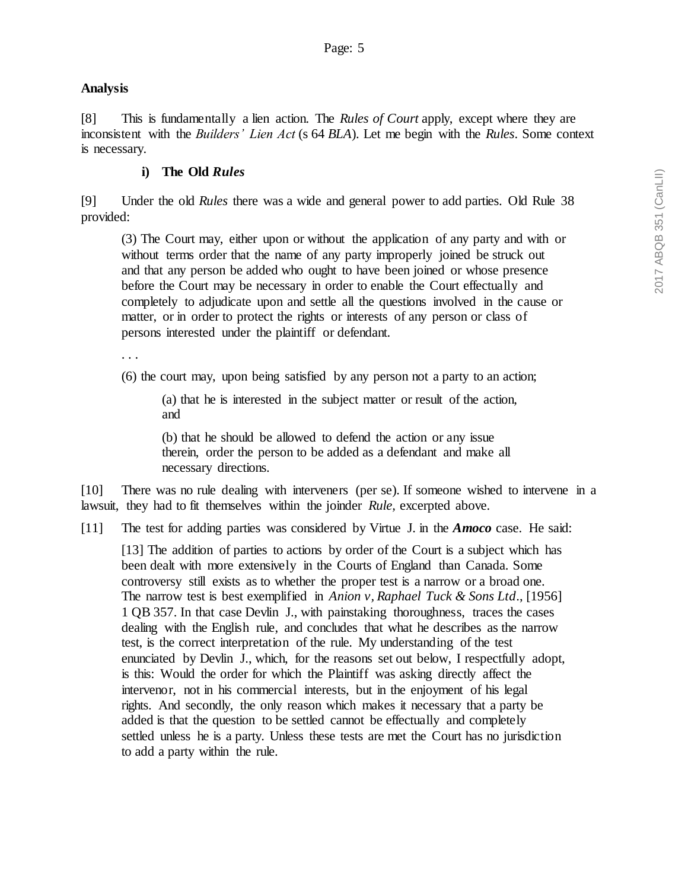## Analysis

[8] This is fundamentally a lien action. The *Rules of Court* apply, except where they are inconsistent with the *Builders' Lien Act* (s 64 *BLA*). Let me begin with the *Rules*. Some context is necessary.

### i) The Old *Rules*

[9] Under the old *Rules* there was a wide and general power to add parties. Old Rule 38 provided:

> (3) The Court may, either upon or without the application of any party and with or without terms order that the name of any party improperly joined be struck out and that any person be added who ought to have been joined or whose presence before the Court may be necessary in order to enable the Court effectually and completely to adjudicate upon and settle all the questions involved in the cause or matter, or in order to protect the rights or interests of any person or class of persons interested under the plaintiff or defendant.
>
> . . .
>
> (6) the court may, upon being satisfied by any person not a party to an action;
>
> > (a) that he is interested in the subject matter or result of the action, and
> >
> > (b) that he should be allowed to defend the action or any issue therein, order the person to be added as a defendant and make all necessary directions.

[10] There was no rule dealing with interveners (per se). If someone wished to intervene in a lawsuit, they had to fit themselves within the joinder *Rule*, excerpted above.

[11] The test for adding parties was considered by Virtue J. in the ***Amoco*** case. He said:

> [13] The addition of parties to actions by order of the Court is a subject which has been dealt with more extensively in the Courts of England than Canada. Some controversy still exists as to whether the proper test is a narrow or a broad one. The narrow test is best exemplified in *Anion v, Raphael Tuck & Sons Ltd*., [1956] 1 QB 357. In that case Devlin J., with painstaking thoroughness, traces the cases dealing with the English rule, and concludes that what he describes as the narrow test, is the correct interpretation of the rule. My understanding of the test enunciated by Devlin J., which, for the reasons set out below, I respectfully adopt, is this: Would the order for which the Plaintiff was asking directly affect the intervenor, not in his commercial interests, but in the enjoyment of his legal rights. And secondly, the only reason which makes it necessary that a party be added is that the question to be settled cannot be effectually and completely settled unless he is a party. Unless these tests are met the Court has no jurisdiction to add a party within the rule.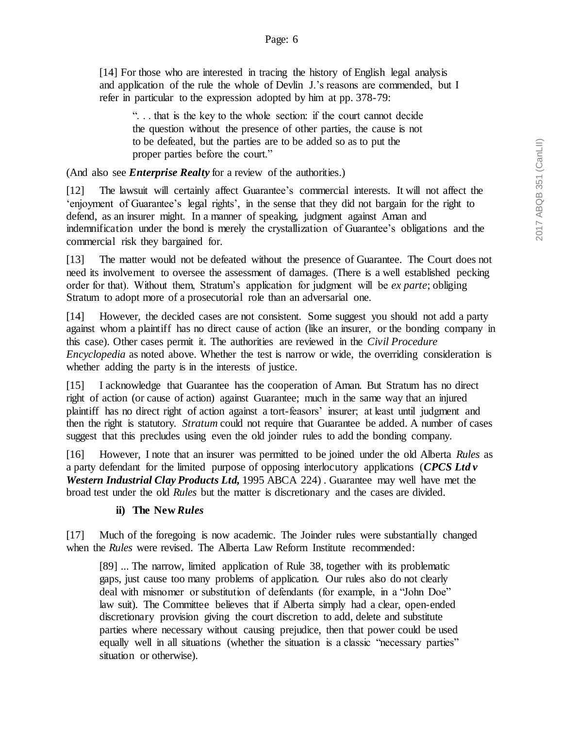> [14] For those who are interested in tracing the history of English legal analysis and application of the rule the whole of Devlin J.'s reasons are commended, but I refer in particular to the expression adopted by him at pp. 378-79:
>
> > ". . . that is the key to the whole section: if the court cannot decide the question without the presence of other parties, the cause is not to be defeated, but the parties are to be added so as to put the proper parties before the court."

(And also see ***Enterprise Realty*** for a review of the authorities.)

[12] The lawsuit will certainly affect Guarantee's commercial interests. It will not affect the 'enjoyment of Guarantee's legal rights', in the sense that they did not bargain for the right to defend, as an insurer might. In a manner of speaking, judgment against Aman and indemnification under the bond is merely the crystallization of Guarantee's obligations and the commercial risk they bargained for.

[13] The matter would not be defeated without the presence of Guarantee. The Court does not need its involvement to oversee the assessment of damages. (There is a well established pecking order for that). Without them, Stratum's application for judgment will be *ex parte*; obliging Stratum to adopt more of a prosecutorial role than an adversarial one.

[14] However, the decided cases are not consistent. Some suggest you should not add a party against whom a plaintiff has no direct cause of action (like an insurer, or the bonding company in this case). Other cases permit it. The authorities are reviewed in the *Civil Procedure Encyclopedia* as noted above. Whether the test is narrow or wide, the overriding consideration is whether adding the party is in the interests of justice.

[15] I acknowledge that Guarantee has the cooperation of Aman. But Stratum has no direct right of action (or cause of action) against Guarantee; much in the same way that an injured plaintiff has no direct right of action against a tort-feasors' insurer; at least until judgment and then the right is statutory. *Stratum* could not require that Guarantee be added. A number of cases suggest that this precludes using even the old joinder rules to add the bonding company.

[16] However, I note that an insurer was permitted to be joined under the old Alberta *Rules* as a party defendant for the limited purpose of opposing interlocutory applications (***CPCS Ltd v Western Industrial Clay Products Ltd,*** 1995 ABCA 224) . Guarantee may well have met the broad test under the old *Rules* but the matter is discretionary and the cases are divided.

#### ii) The New *Rules*

[17] Much of the foregoing is now academic. The Joinder rules were substantially changed when the *Rules* were revised. The Alberta Law Reform Institute recommended:

> [89] ... The narrow, limited application of Rule 38, together with its problematic gaps, just cause too many problems of application. Our rules also do not clearly deal with misnomer or substitution of defendants (for example, in a "John Doe" law suit). The Committee believes that if Alberta simply had a clear, open-ended discretionary provision giving the court discretion to add, delete and substitute parties where necessary without causing prejudice, then that power could be used equally well in all situations (whether the situation is a classic "necessary parties" situation or otherwise).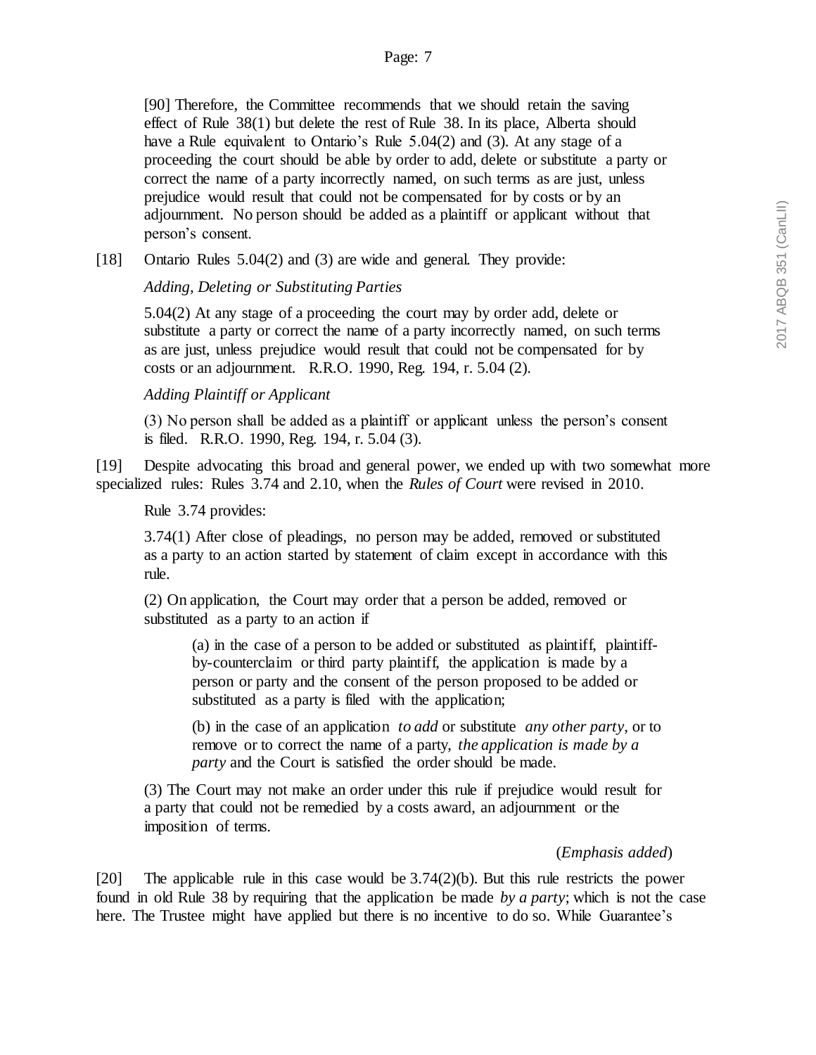> [90] Therefore, the Committee recommends that we should retain the saving effect of Rule 38(1) but delete the rest of Rule 38. In its place, Alberta should have a Rule equivalent to Ontario's Rule 5.04(2) and (3). At any stage of a proceeding the court should be able by order to add, delete or substitute a party or correct the name of a party incorrectly named, on such terms as are just, unless prejudice would result that could not be compensated for by costs or by an adjournment. No person should be added as a plaintiff or applicant without that person's consent.

[18] Ontario Rules 5.04(2) and (3) are wide and general. They provide:

> *Adding, Deleting or Substituting Parties*
>
> 5.04(2) At any stage of a proceeding the court may by order add, delete or substitute a party or correct the name of a party incorrectly named, on such terms as are just, unless prejudice would result that could not be compensated for by costs or an adjournment. R.R.O. 1990, Reg. 194, r. 5.04 (2).
>
> *Adding Plaintiff or Applicant*
>
> (3) No person shall be added as a plaintiff or applicant unless the person's consent is filed. R.R.O. 1990, Reg. 194, r. 5.04 (3).

[19] Despite advocating this broad and general power, we ended up with two somewhat more specialized rules: Rules 3.74 and 2.10, when the *Rules of Court* were revised in 2010.

Rule 3.74 provides:

> 3.74(1) After close of pleadings, no person may be added, removed or substituted as a party to an action started by statement of claim except in accordance with this rule.
>
> (2) On application, the Court may order that a person be added, removed or substituted as a party to an action if
>
> > (a) in the case of a person to be added or substituted as plaintiff, plaintiff-by-counterclaim or third party plaintiff, the application is made by a person or party and the consent of the person proposed to be added or substituted as a party is filed with the application;
> >
> > (b) in the case of an application *to add* or substitute *any other party*, or to remove or to correct the name of a party, *the application is made by a party* and the Court is satisfied the order should be made.
>
> (3) The Court may not make an order under this rule if prejudice would result for a party that could not be remedied by a costs award, an adjournment or the imposition of terms.
>
> (*Emphasis added*)

[20] The applicable rule in this case would be 3.74(2)(b). But this rule restricts the power found in old Rule 38 by requiring that the application be made *by a party*; which is not the case here. The Trustee might have applied but there is no incentive to do so. While Guarantee's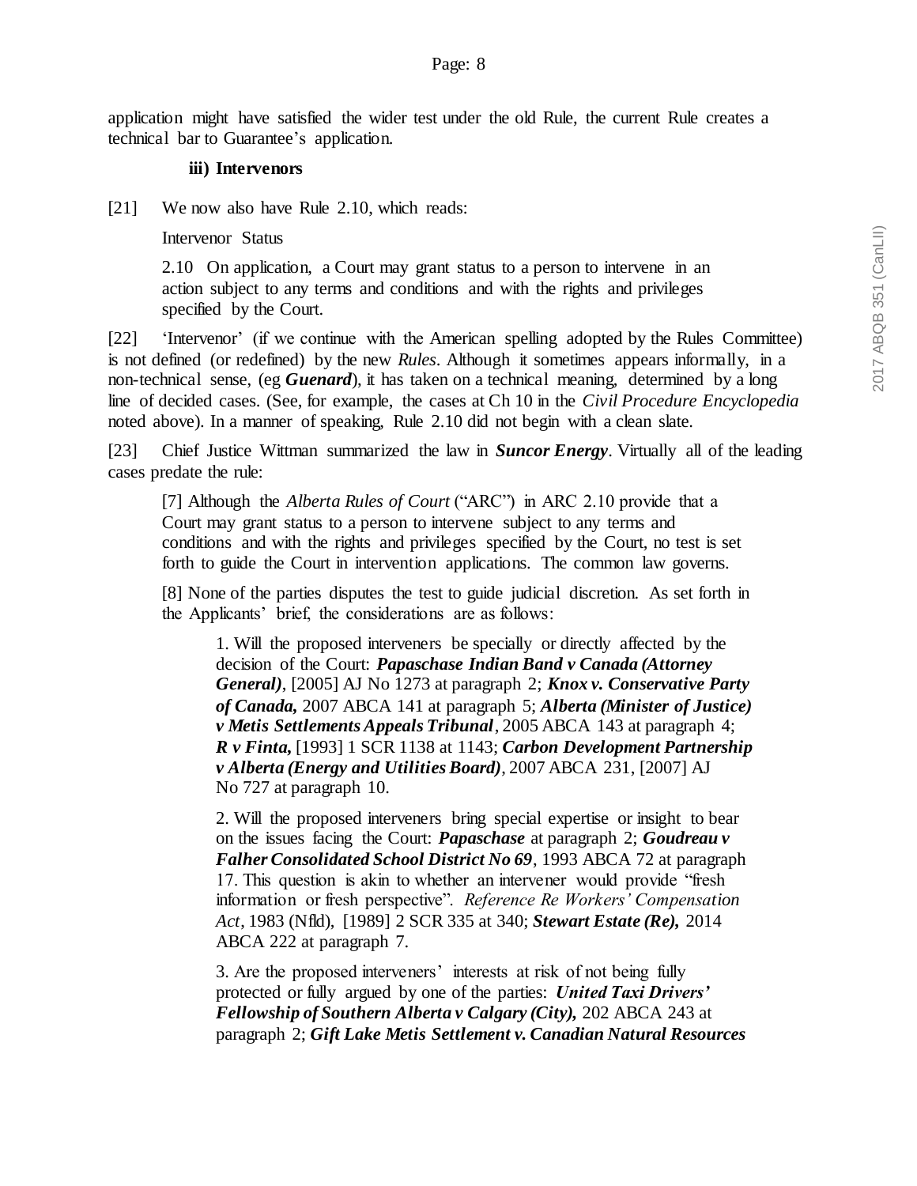application might have satisfied the wider test under the old Rule, the current Rule creates a technical bar to Guarantee's application.

#### iii) Intervenors

[21] We now also have Rule 2.10, which reads:

> Intervenor Status
>
> 2.10 On application, a Court may grant status to a person to intervene in an action subject to any terms and conditions and with the rights and privileges specified by the Court.

[22] 'Intervenor' (if we continue with the American spelling adopted by the Rules Committee) is not defined (or redefined) by the new *Rules*. Although it sometimes appears informally, in a non-technical sense, (eg ***Guenard***), it has taken on a technical meaning, determined by a long line of decided cases. (See, for example, the cases at Ch 10 in the *Civil Procedure Encyclopedia* noted above). In a manner of speaking, Rule 2.10 did not begin with a clean slate.

[23] Chief Justice Wittman summarized the law in ***Suncor Energy***. Virtually all of the leading cases predate the rule:

> [7] Although the *Alberta Rules of Court* ("ARC") in ARC 2.10 provide that a Court may grant status to a person to intervene subject to any terms and conditions and with the rights and privileges specified by the Court, no test is set forth to guide the Court in intervention applications. The common law governs.
>
> [8] None of the parties disputes the test to guide judicial discretion. As set forth in the Applicants' brief, the considerations are as follows:
>
> > 1. Will the proposed interveners be specially or directly affected by the decision of the Court: ***Papaschase Indian Band v Canada (Attorney General)***, [2005] AJ No 1273 at paragraph 2; ***Knox v. Conservative Party of Canada,*** 2007 ABCA 141 at paragraph 5; ***Alberta (Minister of Justice) v Metis Settlements Appeals Tribunal***, 2005 ABCA 143 at paragraph 4; ***R v Finta,*** [1993] 1 SCR 1138 at 1143; ***Carbon Development Partnership v Alberta (Energy and Utilities Board)***, 2007 ABCA 231, [2007] AJ No 727 at paragraph 10.
> >
> > 2. Will the proposed interveners bring special expertise or insight to bear on the issues facing the Court: ***Papaschase*** at paragraph 2; ***Goudreau v Falher Consolidated School District No 69***, 1993 ABCA 72 at paragraph 17. This question is akin to whether an intervener would provide "fresh information or fresh perspective". *Reference Re Workers' Compensation Act*, 1983 (Nfld), [1989] 2 SCR 335 at 340; ***Stewart Estate (Re),*** 2014 ABCA 222 at paragraph 7.
> >
> > 3. Are the proposed interveners' interests at risk of not being fully protected or fully argued by one of the parties: ***United Taxi Drivers' Fellowship of Southern Alberta v Calgary (City),*** 202 ABCA 243 at paragraph 2; ***Gift Lake Metis Settlement v. Canadian Natural Resources***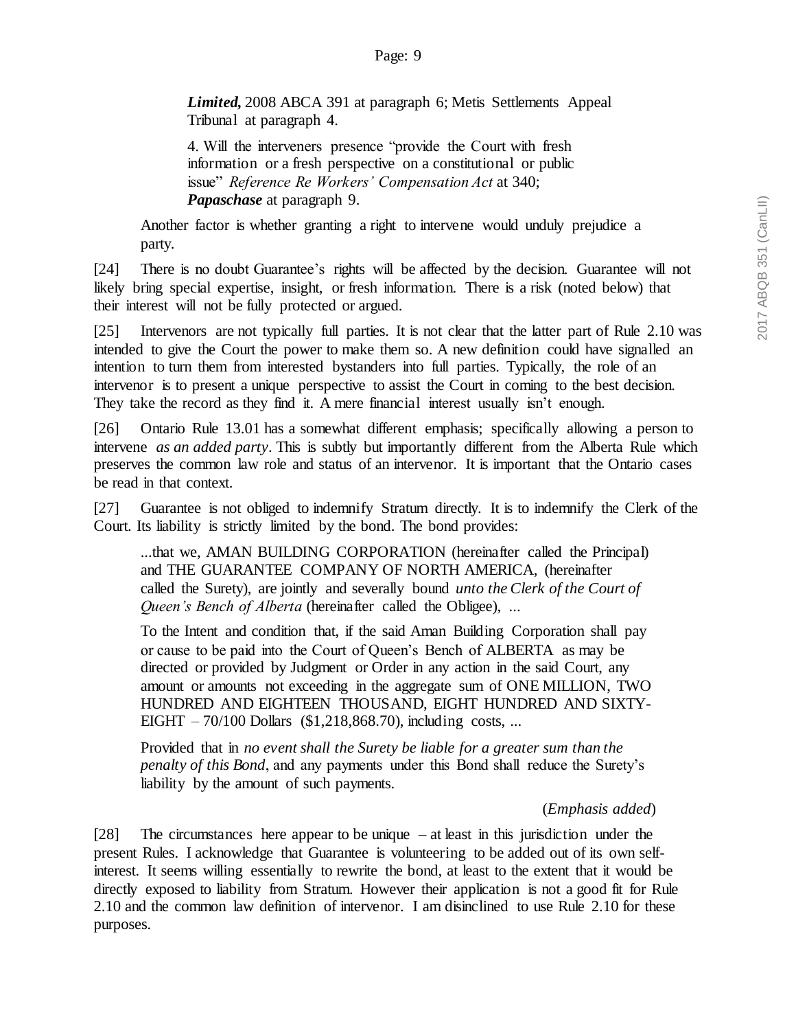> ***Limited,*** 2008 ABCA 391 at paragraph 6; Metis Settlements Appeal Tribunal at paragraph 4.
>
> 4. Will the interveners presence "provide the Court with fresh information or a fresh perspective on a constitutional or public issue" *Reference Re Workers' Compensation Act* at 340; ***Papaschase*** at paragraph 9.
>
> Another factor is whether granting a right to intervene would unduly prejudice a party.

[24] There is no doubt Guarantee's rights will be affected by the decision. Guarantee will not likely bring special expertise, insight, or fresh information. There is a risk (noted below) that their interest will not be fully protected or argued.

[25] Intervenors are not typically full parties. It is not clear that the latter part of Rule 2.10 was intended to give the Court the power to make them so. A new definition could have signalled an intention to turn them from interested bystanders into full parties. Typically, the role of an intervenor is to present a unique perspective to assist the Court in coming to the best decision. They take the record as they find it. A mere financial interest usually isn't enough.

[26] Ontario Rule 13.01 has a somewhat different emphasis; specifically allowing a person to intervene *as an added party*. This is subtly but importantly different from the Alberta Rule which preserves the common law role and status of an intervenor. It is important that the Ontario cases be read in that context.

[27] Guarantee is not obliged to indemnify Stratum directly. It is to indemnify the Clerk of the Court. Its liability is strictly limited by the bond. The bond provides:

> ...that we, AMAN BUILDING CORPORATION (hereinafter called the Principal) and THE GUARANTEE COMPANY OF NORTH AMERICA, (hereinafter called the Surety), are jointly and severally bound *unto the Clerk of the Court of Queen's Bench of Alberta* (hereinafter called the Obligee), ...
>
> To the Intent and condition that, if the said Aman Building Corporation shall pay or cause to be paid into the Court of Queen's Bench of ALBERTA as may be directed or provided by Judgment or Order in any action in the said Court, any amount or amounts not exceeding in the aggregate sum of ONE MILLION, TWO HUNDRED AND EIGHTEEN THOUSAND, EIGHT HUNDRED AND SIXTY-EIGHT – 70/100 Dollars ($1,218,868.70), including costs, ...
>
> Provided that in *no event shall the Surety be liable for a greater sum than the penalty of this Bond*, and any payments under this Bond shall reduce the Surety's liability by the amount of such payments.
>
> (*Emphasis added*)

[28] The circumstances here appear to be unique – at least in this jurisdiction under the present Rules. I acknowledge that Guarantee is volunteering to be added out of its own self-interest. It seems willing essentially to rewrite the bond, at least to the extent that it would be directly exposed to liability from Stratum. However their application is not a good fit for Rule 2.10 and the common law definition of intervenor. I am disinclined to use Rule 2.10 for these purposes.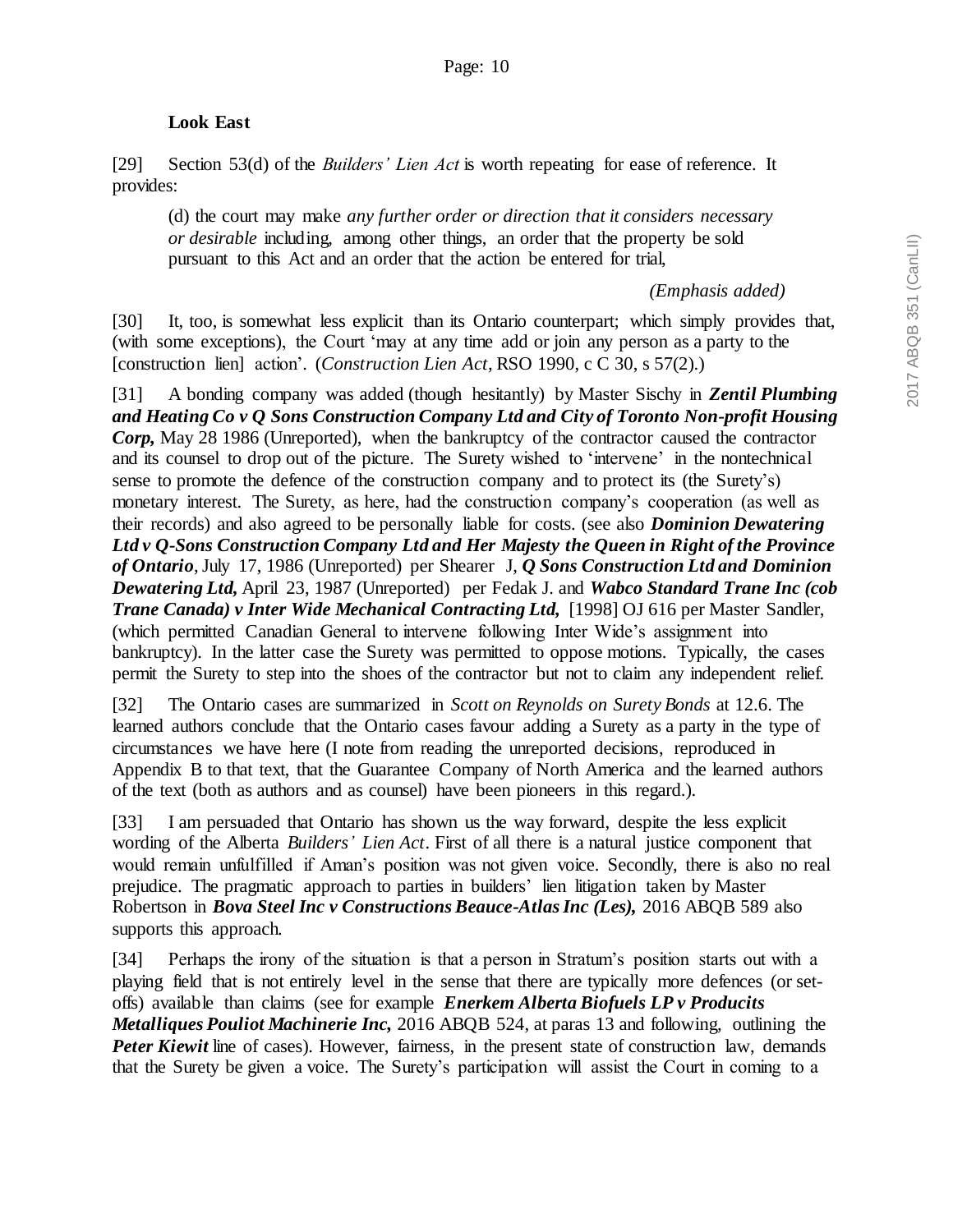**Look East**

[29] Section 53(d) of the *Builders' Lien Act* is worth repeating for ease of reference. It provides:

> (d) the court may make *any further order or direction that it considers necessary or desirable* including, among other things, an order that the property be sold pursuant to this Act and an order that the action be entered for trial,
>
> *(Emphasis added)*

[30] It, too, is somewhat less explicit than its Ontario counterpart; which simply provides that, (with some exceptions), the Court 'may at any time add or join any person as a party to the [construction lien] action'. (*Construction Lien Act*, RSO 1990, c C 30, s 57(2).)

[31] A bonding company was added (though hesitantly) by Master Sischy in ***Zentil Plumbing and Heating Co v Q Sons Construction Company Ltd and City of Toronto Non-profit Housing Corp,*** May 28 1986 (Unreported), when the bankruptcy of the contractor caused the contractor and its counsel to drop out of the picture. The Surety wished to 'intervene' in the nontechnical sense to promote the defence of the construction company and to protect its (the Surety's) monetary interest. The Surety, as here, had the construction company's cooperation (as well as their records) and also agreed to be personally liable for costs. (see also ***Dominion Dewatering Ltd v Q-Sons Construction Company Ltd and Her Majesty the Queen in Right of the Province of Ontario***, July 17, 1986 (Unreported) per Shearer J, ***Q Sons Construction Ltd and Dominion Dewatering Ltd,*** April 23, 1987 (Unreported) per Fedak J. and ***Wabco Standard Trane Inc (cob Trane Canada) v Inter Wide Mechanical Contracting Ltd,*** [1998] OJ 616 per Master Sandler, (which permitted Canadian General to intervene following Inter Wide's assignment into bankruptcy). In the latter case the Surety was permitted to oppose motions. Typically, the cases permit the Surety to step into the shoes of the contractor but not to claim any independent relief.

[32] The Ontario cases are summarized in *Scott on Reynolds on Surety Bonds* at 12.6. The learned authors conclude that the Ontario cases favour adding a Surety as a party in the type of circumstances we have here (I note from reading the unreported decisions, reproduced in Appendix B to that text, that the Guarantee Company of North America and the learned authors of the text (both as authors and as counsel) have been pioneers in this regard.).

[33] I am persuaded that Ontario has shown us the way forward, despite the less explicit wording of the Alberta *Builders' Lien Act*. First of all there is a natural justice component that would remain unfulfilled if Aman's position was not given voice. Secondly, there is also no real prejudice. The pragmatic approach to parties in builders' lien litigation taken by Master Robertson in ***Bova Steel Inc v Constructions Beauce-Atlas Inc (Les),*** 2016 ABQB 589 also supports this approach.

[34] Perhaps the irony of the situation is that a person in Stratum's position starts out with a playing field that is not entirely level in the sense that there are typically more defences (or set-offs) available than claims (see for example ***Enerkem Alberta Biofuels LP v Producits Metalliques Pouliot Machinerie Inc,*** 2016 ABQB 524, at paras 13 and following, outlining the ***Peter Kiewit*** line of cases). However, fairness, in the present state of construction law, demands that the Surety be given a voice. The Surety's participation will assist the Court in coming to a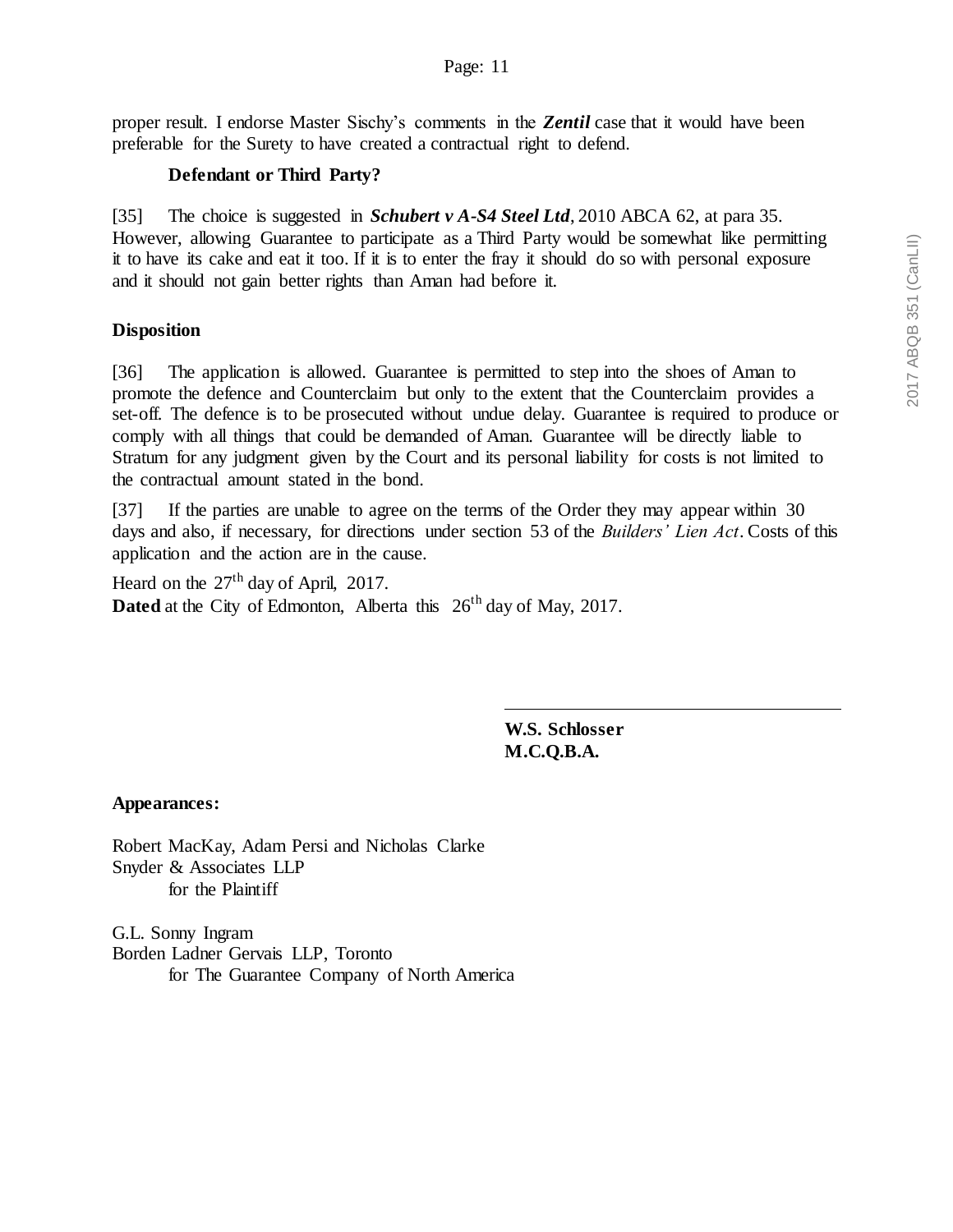proper result. I endorse Master Sischy's comments in the ***Zentil*** case that it would have been preferable for the Surety to have created a contractual right to defend.

### Defendant or Third Party?

[35] The choice is suggested in ***Schubert v A-S4 Steel Ltd***, 2010 ABCA 62, at para 35. However, allowing Guarantee to participate as a Third Party would be somewhat like permitting it to have its cake and eat it too. If it is to enter the fray it should do so with personal exposure and it should not gain better rights than Aman had before it.

## Disposition

[36] The application is allowed. Guarantee is permitted to step into the shoes of Aman to promote the defence and Counterclaim but only to the extent that the Counterclaim provides a set-off. The defence is to be prosecuted without undue delay. Guarantee is required to produce or comply with all things that could be demanded of Aman. Guarantee will be directly liable to Stratum for any judgment given by the Court and its personal liability for costs is not limited to the contractual amount stated in the bond.

[37] If the parties are unable to agree on the terms of the Order they may appear within 30 days and also, if necessary, for directions under section 53 of the *Builders' Lien Act*. Costs of this application and the action are in the cause.

Heard on the 27th day of April, 2017.
**Dated** at the City of Edmonton, Alberta this 26th day of May, 2017.

**W.S. Schlosser**
**M.C.Q.B.A.**

**Appearances:**

Robert MacKay, Adam Persi and Nicholas Clarke
Snyder & Associates LLP
for the Plaintiff

G.L. Sonny Ingram
Borden Ladner Gervais LLP, Toronto
for The Guarantee Company of North America